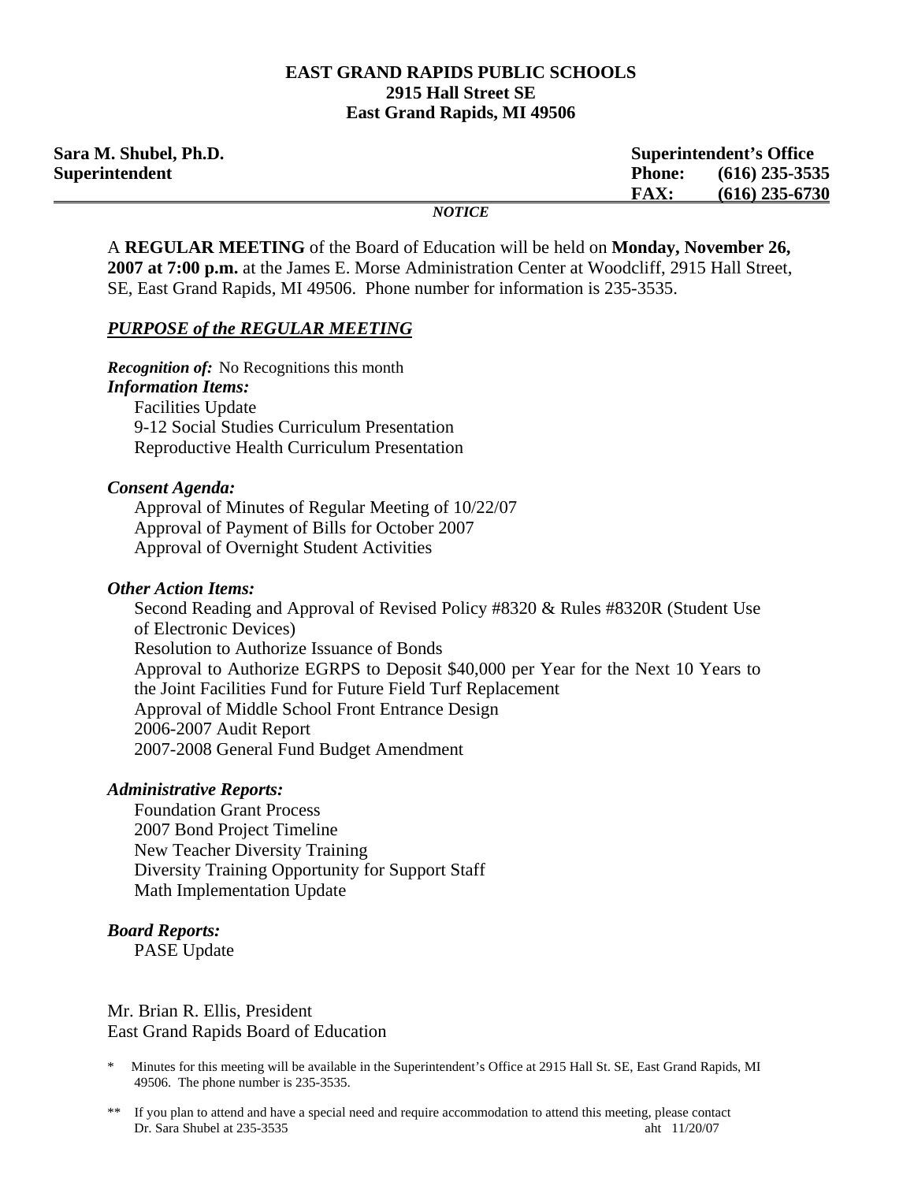**EAST GRAND RAPIDS PUBLIC SCHOOLS**
**2915 Hall Street SE**
**East Grand Rapids, MI 49506**

**Sara M. Shubel, Ph.D.**
**Superintendent**

**Superintendent's Office**
**Phone: (616) 235-3535**
**FAX: (616) 235-6730**

---

*NOTICE*

A **REGULAR MEETING** of the Board of Education will be held on **Monday, November 26, 2007 at 7:00 p.m.** at the James E. Morse Administration Center at Woodcliff, 2915 Hall Street, SE, East Grand Rapids, MI 49506. Phone number for information is 235-3535.

## *PURPOSE of the REGULAR MEETING*

***Recognition of:*** No Recognitions this month

***Information Items:***

- Facilities Update
- 9-12 Social Studies Curriculum Presentation
- Reproductive Health Curriculum Presentation

***Consent Agenda:***

- Approval of Minutes of Regular Meeting of 10/22/07
- Approval of Payment of Bills for October 2007
- Approval of Overnight Student Activities

***Other Action Items:***

- Second Reading and Approval of Revised Policy #8320 & Rules #8320R (Student Use of Electronic Devices)
- Resolution to Authorize Issuance of Bonds
- Approval to Authorize EGRPS to Deposit $40,000 per Year for the Next 10 Years to the Joint Facilities Fund for Future Field Turf Replacement
- Approval of Middle School Front Entrance Design
- 2006-2007 Audit Report
- 2007-2008 General Fund Budget Amendment

***Administrative Reports:***

- Foundation Grant Process
- 2007 Bond Project Timeline
- New Teacher Diversity Training
- Diversity Training Opportunity for Support Staff
- Math Implementation Update

***Board Reports:***

- PASE Update

Mr. Brian R. Ellis, President
East Grand Rapids Board of Education

\* Minutes for this meeting will be available in the Superintendent's Office at 2915 Hall St. SE, East Grand Rapids, MI 49506. The phone number is 235-3535.

\*\* If you plan to attend and have a special need and require accommodation to attend this meeting, please contact Dr. Sara Shubel at 235-3535

aht 11/20/07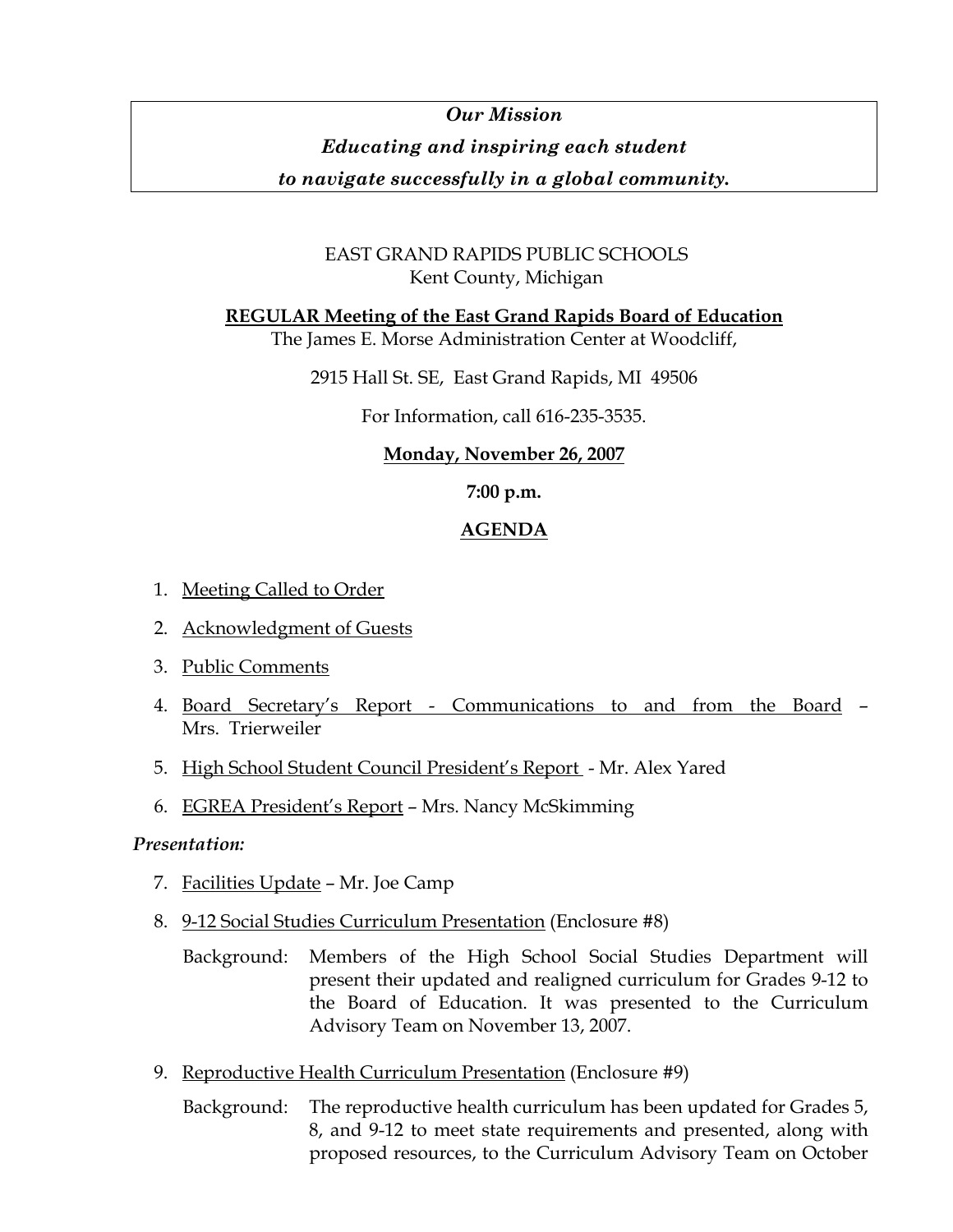*Our Mission*

*Educating and inspiring each student*

*to navigate successfully in a global community.*

EAST GRAND RAPIDS PUBLIC SCHOOLS
Kent County, Michigan

**REGULAR Meeting of the East Grand Rapids Board of Education**
The James E. Morse Administration Center at Woodcliff,

2915 Hall St. SE, East Grand Rapids, MI 49506

For Information, call 616-235-3535.

**Monday, November 26, 2007**

**7:00 p.m.**

**AGENDA**

1. Meeting Called to Order
2. Acknowledgment of Guests
3. Public Comments
4. Board Secretary's Report - Communications to and from the Board – Mrs. Trierweiler
5. High School Student Council President's Report - Mr. Alex Yared
6. EGREA President's Report – Mrs. Nancy McSkimming

***Presentation:***

7. Facilities Update – Mr. Joe Camp
8. 9-12 Social Studies Curriculum Presentation (Enclosure #8)

   Background: Members of the High School Social Studies Department will present their updated and realigned curriculum for Grades 9-12 to the Board of Education. It was presented to the Curriculum Advisory Team on November 13, 2007.

9. Reproductive Health Curriculum Presentation (Enclosure #9)

   Background: The reproductive health curriculum has been updated for Grades 5, 8, and 9-12 to meet state requirements and presented, along with proposed resources, to the Curriculum Advisory Team on October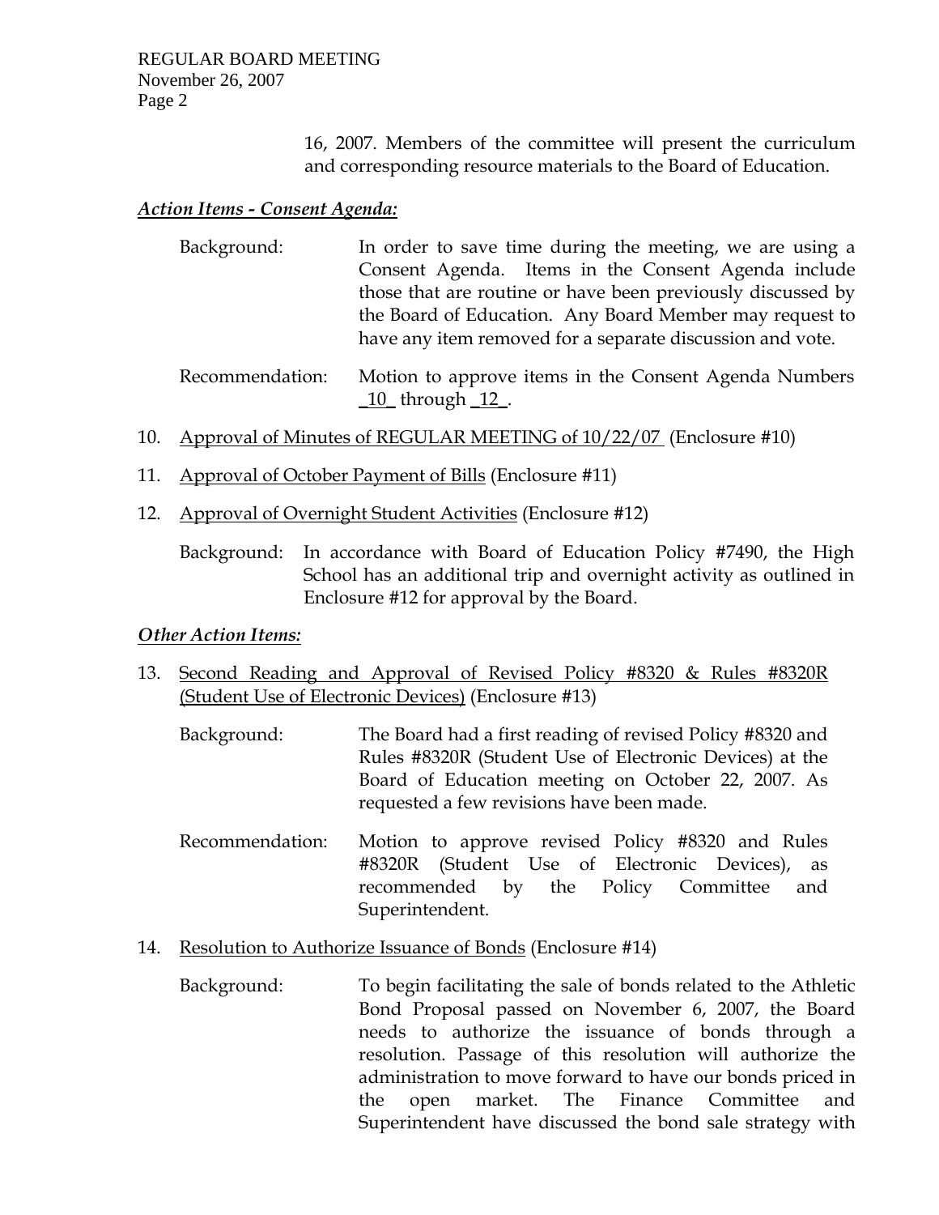16, 2007. Members of the committee will present the curriculum and corresponding resource materials to the Board of Education.

***Action Items - Consent Agenda:***

Background: In order to save time during the meeting, we are using a Consent Agenda. Items in the Consent Agenda include those that are routine or have been previously discussed by the Board of Education. Any Board Member may request to have any item removed for a separate discussion and vote.

Recommendation: Motion to approve items in the Consent Agenda Numbers _10_ through _12_.

10. Approval of Minutes of REGULAR MEETING of 10/22/07 (Enclosure #10)

11. Approval of October Payment of Bills (Enclosure #11)

12. Approval of Overnight Student Activities (Enclosure #12)

    Background: In accordance with Board of Education Policy #7490, the High School has an additional trip and overnight activity as outlined in Enclosure #12 for approval by the Board.

***Other Action Items:***

13. Second Reading and Approval of Revised Policy #8320 & Rules #8320R (Student Use of Electronic Devices) (Enclosure #13)

    Background: The Board had a first reading of revised Policy #8320 and Rules #8320R (Student Use of Electronic Devices) at the Board of Education meeting on October 22, 2007. As requested a few revisions have been made.

    Recommendation: Motion to approve revised Policy #8320 and Rules #8320R (Student Use of Electronic Devices), as recommended by the Policy Committee and Superintendent.

14. Resolution to Authorize Issuance of Bonds (Enclosure #14)

    Background: To begin facilitating the sale of bonds related to the Athletic Bond Proposal passed on November 6, 2007, the Board needs to authorize the issuance of bonds through a resolution. Passage of this resolution will authorize the administration to move forward to have our bonds priced in the open market. The Finance Committee and Superintendent have discussed the bond sale strategy with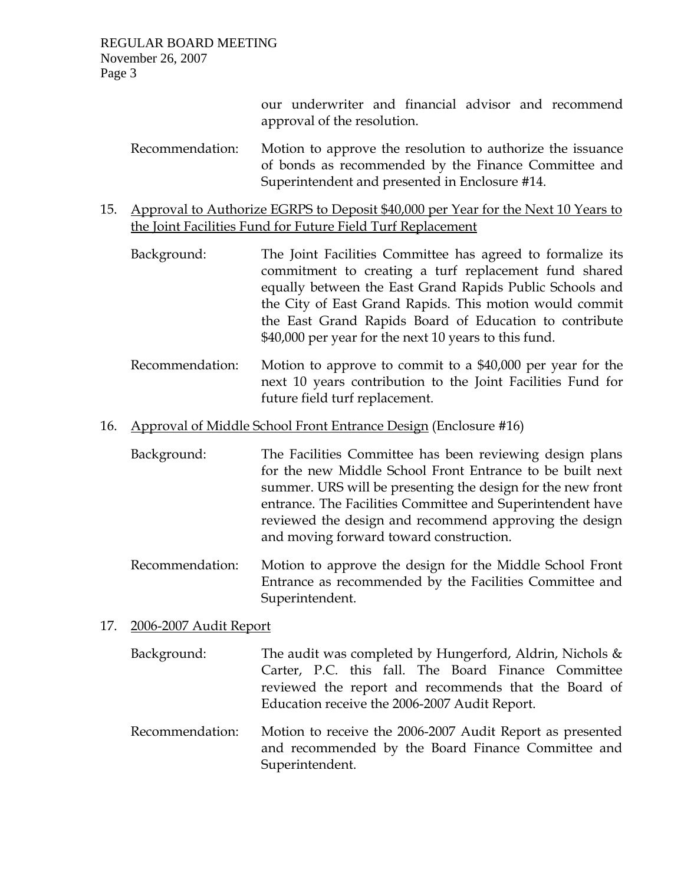our underwriter and financial advisor and recommend approval of the resolution.

Recommendation: Motion to approve the resolution to authorize the issuance of bonds as recommended by the Finance Committee and Superintendent and presented in Enclosure #14.

15. Approval to Authorize EGRPS to Deposit $40,000 per Year for the Next 10 Years to the Joint Facilities Fund for Future Field Turf Replacement

    Background: The Joint Facilities Committee has agreed to formalize its commitment to creating a turf replacement fund shared equally between the East Grand Rapids Public Schools and the City of East Grand Rapids. This motion would commit the East Grand Rapids Board of Education to contribute $40,000 per year for the next 10 years to this fund.

    Recommendation: Motion to approve to commit to a $40,000 per year for the next 10 years contribution to the Joint Facilities Fund for future field turf replacement.

16. Approval of Middle School Front Entrance Design (Enclosure #16)

    Background: The Facilities Committee has been reviewing design plans for the new Middle School Front Entrance to be built next summer. URS will be presenting the design for the new front entrance. The Facilities Committee and Superintendent have reviewed the design and recommend approving the design and moving forward toward construction.

    Recommendation: Motion to approve the design for the Middle School Front Entrance as recommended by the Facilities Committee and Superintendent.

17. 2006-2007 Audit Report

    Background: The audit was completed by Hungerford, Aldrin, Nichols & Carter, P.C. this fall. The Board Finance Committee reviewed the report and recommends that the Board of Education receive the 2006-2007 Audit Report.

    Recommendation: Motion to receive the 2006-2007 Audit Report as presented and recommended by the Board Finance Committee and Superintendent.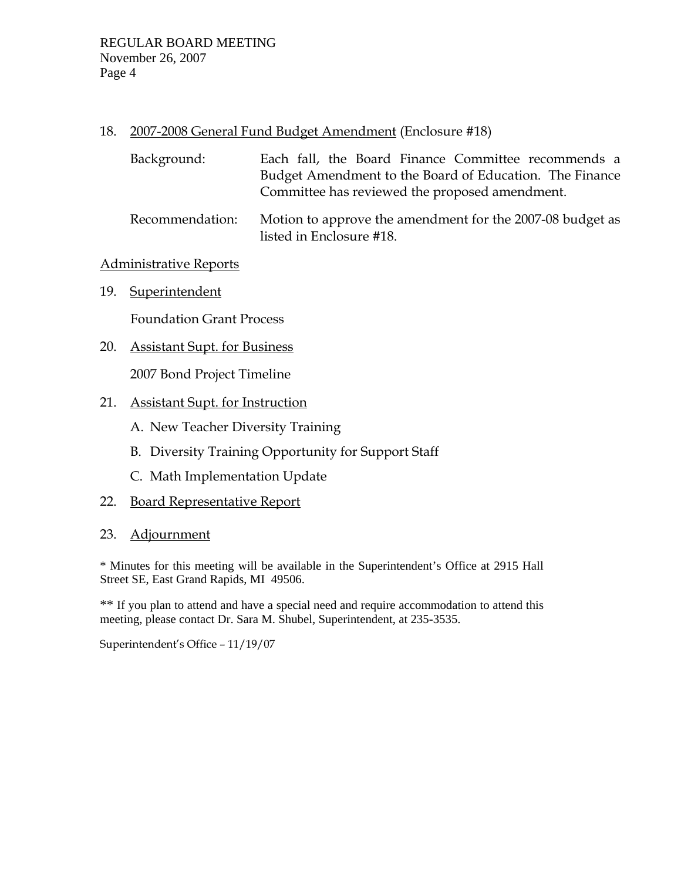18. 2007-2008 General Fund Budget Amendment (Enclosure #18)

    Background: Each fall, the Board Finance Committee recommends a Budget Amendment to the Board of Education. The Finance Committee has reviewed the proposed amendment.

    Recommendation: Motion to approve the amendment for the 2007-08 budget as listed in Enclosure #18.

Administrative Reports

19. Superintendent

    Foundation Grant Process

20. Assistant Supt. for Business

    2007 Bond Project Timeline

21. Assistant Supt. for Instruction

    A. New Teacher Diversity Training

    B. Diversity Training Opportunity for Support Staff

    C. Math Implementation Update

22. Board Representative Report

23. Adjournment

\* Minutes for this meeting will be available in the Superintendent's Office at 2915 Hall Street SE, East Grand Rapids, MI 49506.

\*\* If you plan to attend and have a special need and require accommodation to attend this meeting, please contact Dr. Sara M. Shubel, Superintendent, at 235-3535.

Superintendent's Office – 11/19/07